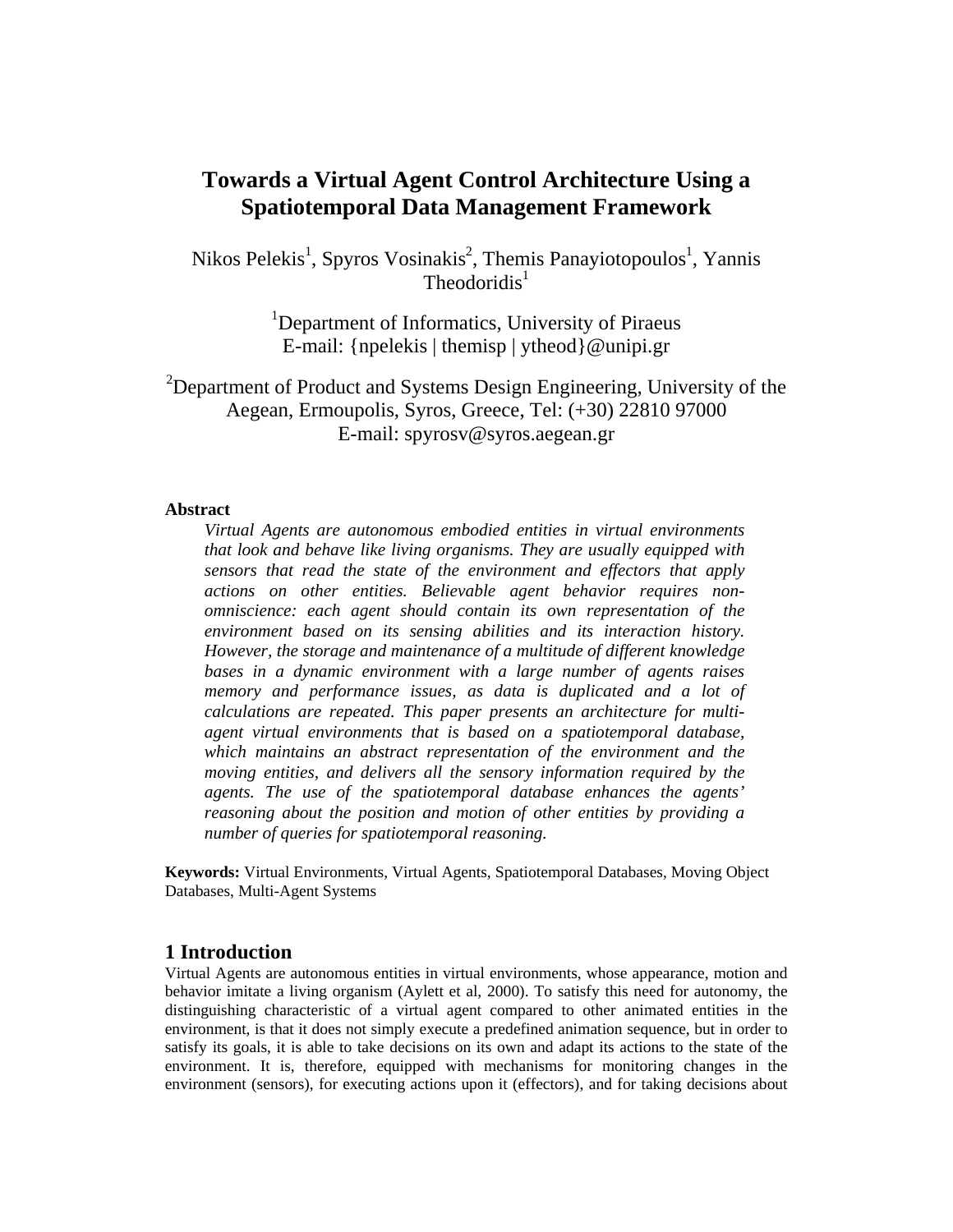# Towards a Virtual Agent Control Architecture Using a Spatiotemporal Data Management Framework

Nikos Pelekis[1], Spyros Vosinakis[2], Themis Panayiotopoulos[1], Yannis Theodoridis[1]

[1]Department of Informatics, University of Piraeus
E-mail: {npelekis | themisp | ytheod}@unipi.gr

[2]Department of Product and Systems Design Engineering, University of the Aegean, Ermoupolis, Syros, Greece, Tel: (+30) 22810 97000
E-mail: spyrosv@syros.aegean.gr

**Abstract**

*Virtual Agents are autonomous embodied entities in virtual environments that look and behave like living organisms. They are usually equipped with sensors that read the state of the environment and effectors that apply actions on other entities. Believable agent behavior requires non-omniscience: each agent should contain its own representation of the environment based on its sensing abilities and its interaction history. However, the storage and maintenance of a multitude of different knowledge bases in a dynamic environment with a large number of agents raises memory and performance issues, as data is duplicated and a lot of calculations are repeated. This paper presents an architecture for multi-agent virtual environments that is based on a spatiotemporal database, which maintains an abstract representation of the environment and the moving entities, and delivers all the sensory information required by the agents. The use of the spatiotemporal database enhances the agents' reasoning about the position and motion of other entities by providing a number of queries for spatiotemporal reasoning.*

**Keywords:** Virtual Environments, Virtual Agents, Spatiotemporal Databases, Moving Object Databases, Multi-Agent Systems

## 1 Introduction

Virtual Agents are autonomous entities in virtual environments, whose appearance, motion and behavior imitate a living organism (Aylett et al, 2000). To satisfy this need for autonomy, the distinguishing characteristic of a virtual agent compared to other animated entities in the environment, is that it does not simply execute a predefined animation sequence, but in order to satisfy its goals, it is able to take decisions on its own and adapt its actions to the state of the environment. It is, therefore, equipped with mechanisms for monitoring changes in the environment (sensors), for executing actions upon it (effectors), and for taking decisions about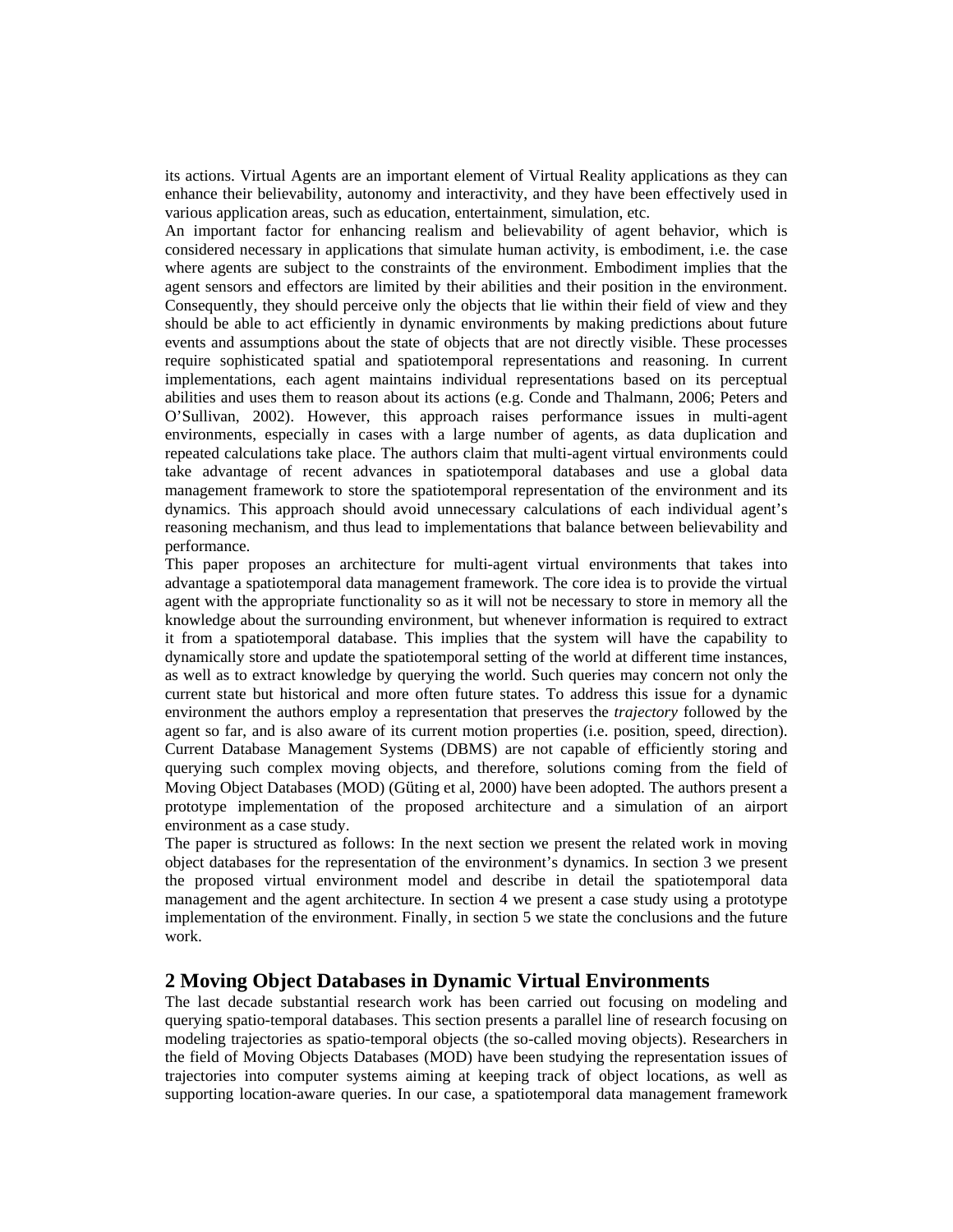its actions. Virtual Agents are an important element of Virtual Reality applications as they can enhance their believability, autonomy and interactivity, and they have been effectively used in various application areas, such as education, entertainment, simulation, etc.

An important factor for enhancing realism and believability of agent behavior, which is considered necessary in applications that simulate human activity, is embodiment, i.e. the case where agents are subject to the constraints of the environment. Embodiment implies that the agent sensors and effectors are limited by their abilities and their position in the environment. Consequently, they should perceive only the objects that lie within their field of view and they should be able to act efficiently in dynamic environments by making predictions about future events and assumptions about the state of objects that are not directly visible. These processes require sophisticated spatial and spatiotemporal representations and reasoning. In current implementations, each agent maintains individual representations based on its perceptual abilities and uses them to reason about its actions (e.g. Conde and Thalmann, 2006; Peters and O'Sullivan, 2002). However, this approach raises performance issues in multi-agent environments, especially in cases with a large number of agents, as data duplication and repeated calculations take place. The authors claim that multi-agent virtual environments could take advantage of recent advances in spatiotemporal databases and use a global data management framework to store the spatiotemporal representation of the environment and its dynamics. This approach should avoid unnecessary calculations of each individual agent's reasoning mechanism, and thus lead to implementations that balance between believability and performance.

This paper proposes an architecture for multi-agent virtual environments that takes into advantage a spatiotemporal data management framework. The core idea is to provide the virtual agent with the appropriate functionality so as it will not be necessary to store in memory all the knowledge about the surrounding environment, but whenever information is required to extract it from a spatiotemporal database. This implies that the system will have the capability to dynamically store and update the spatiotemporal setting of the world at different time instances, as well as to extract knowledge by querying the world. Such queries may concern not only the current state but historical and more often future states. To address this issue for a dynamic environment the authors employ a representation that preserves the *trajectory* followed by the agent so far, and is also aware of its current motion properties (i.e. position, speed, direction). Current Database Management Systems (DBMS) are not capable of efficiently storing and querying such complex moving objects, and therefore, solutions coming from the field of Moving Object Databases (MOD) (Güting et al, 2000) have been adopted. The authors present a prototype implementation of the proposed architecture and a simulation of an airport environment as a case study.

The paper is structured as follows: In the next section we present the related work in moving object databases for the representation of the environment's dynamics. In section 3 we present the proposed virtual environment model and describe in detail the spatiotemporal data management and the agent architecture. In section 4 we present a case study using a prototype implementation of the environment. Finally, in section 5 we state the conclusions and the future work.

## 2 Moving Object Databases in Dynamic Virtual Environments

The last decade substantial research work has been carried out focusing on modeling and querying spatio-temporal databases. This section presents a parallel line of research focusing on modeling trajectories as spatio-temporal objects (the so-called moving objects). Researchers in the field of Moving Objects Databases (MOD) have been studying the representation issues of trajectories into computer systems aiming at keeping track of object locations, as well as supporting location-aware queries. In our case, a spatiotemporal data management framework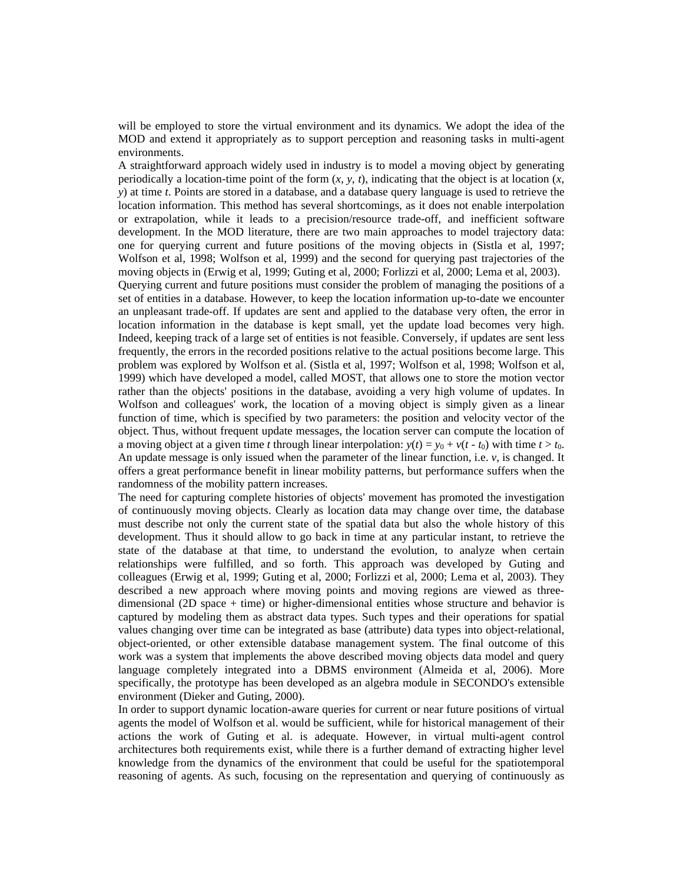will be employed to store the virtual environment and its dynamics. We adopt the idea of the MOD and extend it appropriately as to support perception and reasoning tasks in multi-agent environments.

A straightforward approach widely used in industry is to model a moving object by generating periodically a location-time point of the form $(x, y, t)$, indicating that the object is at location $(x, y)$ at time $t$. Points are stored in a database, and a database query language is used to retrieve the location information. This method has several shortcomings, as it does not enable interpolation or extrapolation, while it leads to a precision/resource trade-off, and inefficient software development. In the MOD literature, there are two main approaches to model trajectory data: one for querying current and future positions of the moving objects in (Sistla et al, 1997; Wolfson et al, 1998; Wolfson et al, 1999) and the second for querying past trajectories of the moving objects in (Erwig et al, 1999; Guting et al, 2000; Forlizzi et al, 2000; Lema et al, 2003).

Querying current and future positions must consider the problem of managing the positions of a set of entities in a database. However, to keep the location information up-to-date we encounter an unpleasant trade-off. If updates are sent and applied to the database very often, the error in location information in the database is kept small, yet the update load becomes very high. Indeed, keeping track of a large set of entities is not feasible. Conversely, if updates are sent less frequently, the errors in the recorded positions relative to the actual positions become large. This problem was explored by Wolfson et al. (Sistla et al, 1997; Wolfson et al, 1998; Wolfson et al, 1999) which have developed a model, called MOST, that allows one to store the motion vector rather than the objects' positions in the database, avoiding a very high volume of updates. In Wolfson and colleagues' work, the location of a moving object is simply given as a linear function of time, which is specified by two parameters: the position and velocity vector of the object. Thus, without frequent update messages, the location server can compute the location of a moving object at a given time $t$ through linear interpolation: $y(t) = y_0 + v(t - t_0)$ with time $t > t_0$. An update message is only issued when the parameter of the linear function, i.e. $v$, is changed. It offers a great performance benefit in linear mobility patterns, but performance suffers when the randomness of the mobility pattern increases.

The need for capturing complete histories of objects' movement has promoted the investigation of continuously moving objects. Clearly as location data may change over time, the database must describe not only the current state of the spatial data but also the whole history of this development. Thus it should allow to go back in time at any particular instant, to retrieve the state of the database at that time, to understand the evolution, to analyze when certain relationships were fulfilled, and so forth. This approach was developed by Guting and colleagues (Erwig et al, 1999; Guting et al, 2000; Forlizzi et al, 2000; Lema et al, 2003). They described a new approach where moving points and moving regions are viewed as three-dimensional (2D space + time) or higher-dimensional entities whose structure and behavior is captured by modeling them as abstract data types. Such types and their operations for spatial values changing over time can be integrated as base (attribute) data types into object-relational, object-oriented, or other extensible database management system. The final outcome of this work was a system that implements the above described moving objects data model and query language completely integrated into a DBMS environment (Almeida et al, 2006). More specifically, the prototype has been developed as an algebra module in SECONDO's extensible environment (Dieker and Guting, 2000).

In order to support dynamic location-aware queries for current or near future positions of virtual agents the model of Wolfson et al. would be sufficient, while for historical management of their actions the work of Guting et al. is adequate. However, in virtual multi-agent control architectures both requirements exist, while there is a further demand of extracting higher level knowledge from the dynamics of the environment that could be useful for the spatiotemporal reasoning of agents. As such, focusing on the representation and querying of continuously as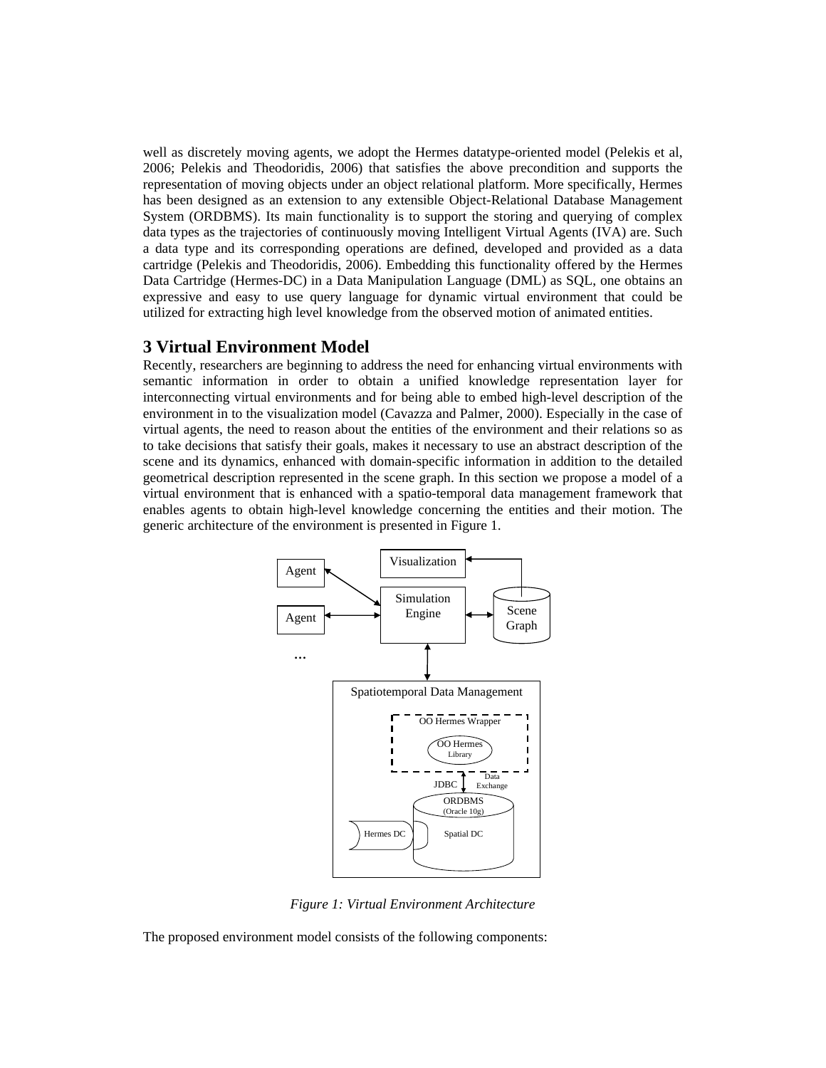well as discretely moving agents, we adopt the Hermes datatype-oriented model (Pelekis et al, 2006; Pelekis and Theodoridis, 2006) that satisfies the above precondition and supports the representation of moving objects under an object relational platform. More specifically, Hermes has been designed as an extension to any extensible Object-Relational Database Management System (ORDBMS). Its main functionality is to support the storing and querying of complex data types as the trajectories of continuously moving Intelligent Virtual Agents (IVA) are. Such a data type and its corresponding operations are defined, developed and provided as a data cartridge (Pelekis and Theodoridis, 2006). Embedding this functionality offered by the Hermes Data Cartridge (Hermes-DC) in a Data Manipulation Language (DML) as SQL, one obtains an expressive and easy to use query language for dynamic virtual environment that could be utilized for extracting high level knowledge from the observed motion of animated entities.

## 3 Virtual Environment Model

Recently, researchers are beginning to address the need for enhancing virtual environments with semantic information in order to obtain a unified knowledge representation layer for interconnecting virtual environments and for being able to embed high-level description of the environment in to the visualization model (Cavazza and Palmer, 2000). Especially in the case of virtual agents, the need to reason about the entities of the environment and their relations so as to take decisions that satisfy their goals, makes it necessary to use an abstract description of the scene and its dynamics, enhanced with domain-specific information in addition to the detailed geometrical description represented in the scene graph. In this section we propose a model of a virtual environment that is enhanced with a spatio-temporal data management framework that enables agents to obtain high-level knowledge concerning the entities and their motion. The generic architecture of the environment is presented in Figure 1.

Agent
Agent
...
Visualization
Simulation Engine
Scene Graph
Spatiotemporal Data Management
OO Hermes Wrapper
OO Hermes Library
JDBC
Data Exchange
ORDBMS (Oracle 10g)
Hermes DC
Spatial DC

*Figure 1: Virtual Environment Architecture*

The proposed environment model consists of the following components: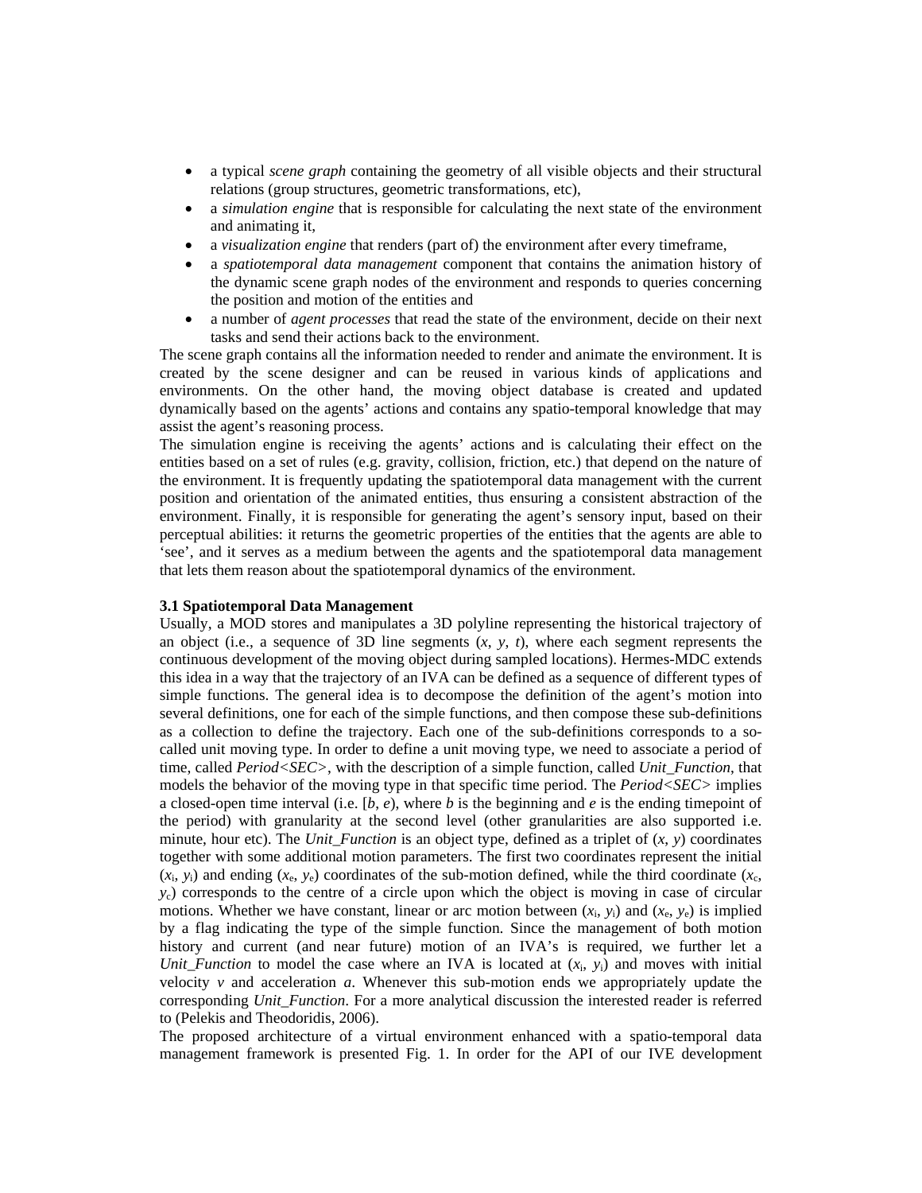- a typical *scene graph* containing the geometry of all visible objects and their structural relations (group structures, geometric transformations, etc),
- a *simulation engine* that is responsible for calculating the next state of the environment and animating it,
- a *visualization engine* that renders (part of) the environment after every timeframe,
- a *spatiotemporal data management* component that contains the animation history of the dynamic scene graph nodes of the environment and responds to queries concerning the position and motion of the entities and
- a number of *agent processes* that read the state of the environment, decide on their next tasks and send their actions back to the environment.

The scene graph contains all the information needed to render and animate the environment. It is created by the scene designer and can be reused in various kinds of applications and environments. On the other hand, the moving object database is created and updated dynamically based on the agents' actions and contains any spatio-temporal knowledge that may assist the agent's reasoning process.

The simulation engine is receiving the agents' actions and is calculating their effect on the entities based on a set of rules (e.g. gravity, collision, friction, etc.) that depend on the nature of the environment. It is frequently updating the spatiotemporal data management with the current position and orientation of the animated entities, thus ensuring a consistent abstraction of the environment. Finally, it is responsible for generating the agent's sensory input, based on their perceptual abilities: it returns the geometric properties of the entities that the agents are able to 'see', and it serves as a medium between the agents and the spatiotemporal data management that lets them reason about the spatiotemporal dynamics of the environment.

**3.1 Spatiotemporal Data Management**

Usually, a MOD stores and manipulates a 3D polyline representing the historical trajectory of an object (i.e., a sequence of 3D line segments ($x$, $y$, $t$), where each segment represents the continuous development of the moving object during sampled locations). Hermes-MDC extends this idea in a way that the trajectory of an IVA can be defined as a sequence of different types of simple functions. The general idea is to decompose the definition of the agent's motion into several definitions, one for each of the simple functions, and then compose these sub-definitions as a collection to define the trajectory. Each one of the sub-definitions corresponds to a so-called unit moving type. In order to define a unit moving type, we need to associate a period of time, called *Period<SEC>*, with the description of a simple function, called *Unit_Function*, that models the behavior of the moving type in that specific time period. The *Period<SEC>* implies a closed-open time interval (i.e. $[b, e)$, where $b$ is the beginning and $e$ is the ending timepoint of the period) with granularity at the second level (other granularities are also supported i.e. minute, hour etc). The *Unit_Function* is an object type, defined as a triplet of ($x$, $y$) coordinates together with some additional motion parameters. The first two coordinates represent the initial ($x_i$, $y_i$) and ending ($x_e$, $y_e$) coordinates of the sub-motion defined, while the third coordinate ($x_c$, $y_c$) corresponds to the centre of a circle upon which the object is moving in case of circular motions. Whether we have constant, linear or arc motion between ($x_i$, $y_i$) and ($x_e$, $y_e$) is implied by a flag indicating the type of the simple function. Since the management of both motion history and current (and near future) motion of an IVA's is required, we further let a *Unit_Function* to model the case where an IVA is located at ($x_i$, $y_i$) and moves with initial velocity $v$ and acceleration $a$. Whenever this sub-motion ends we appropriately update the corresponding *Unit_Function*. For a more analytical discussion the interested reader is referred to (Pelekis and Theodoridis, 2006).

The proposed architecture of a virtual environment enhanced with a spatio-temporal data management framework is presented Fig. 1. In order for the API of our IVE development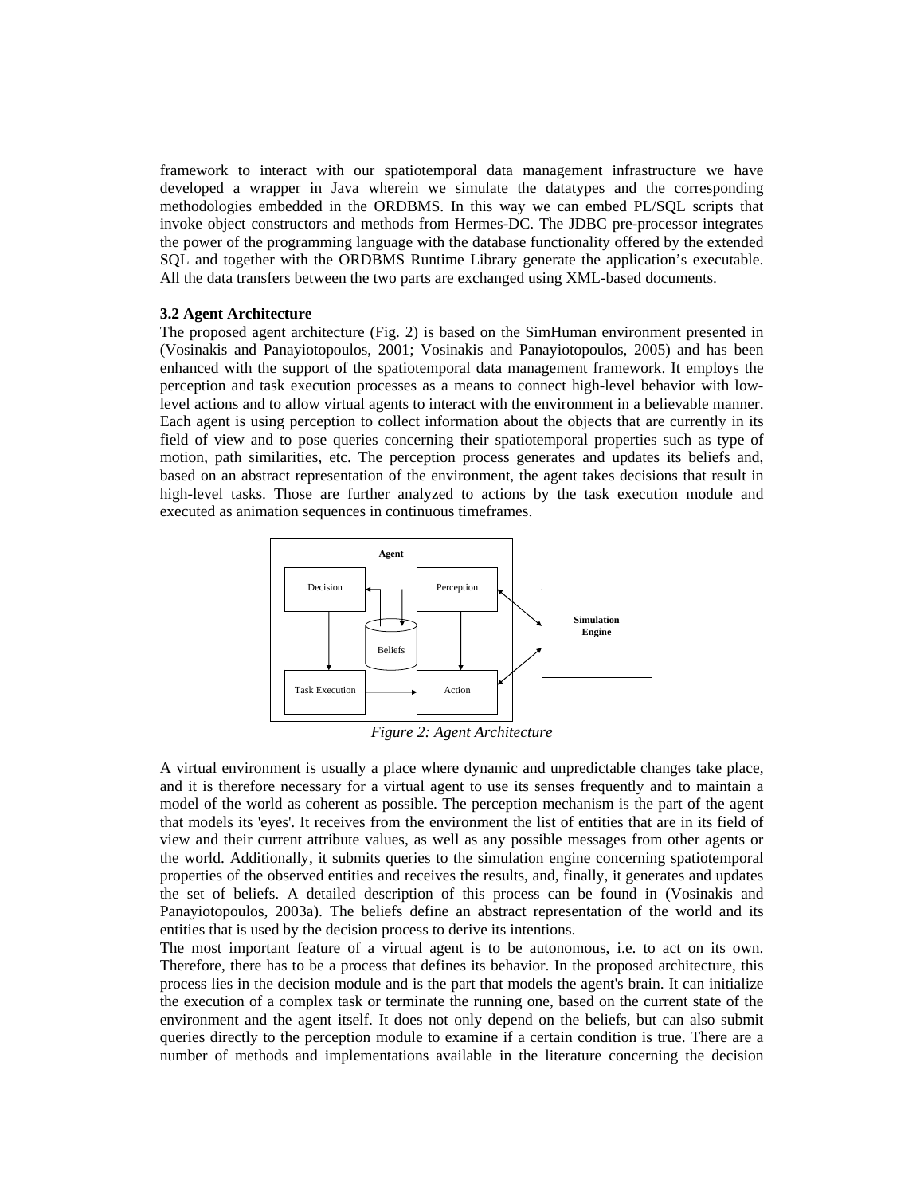framework to interact with our spatiotemporal data management infrastructure we have developed a wrapper in Java wherein we simulate the datatypes and the corresponding methodologies embedded in the ORDBMS. In this way we can embed PL/SQL scripts that invoke object constructors and methods from Hermes-DC. The JDBC pre-processor integrates the power of the programming language with the database functionality offered by the extended SQL and together with the ORDBMS Runtime Library generate the application's executable. All the data transfers between the two parts are exchanged using XML-based documents.

**3.2 Agent Architecture**

The proposed agent architecture (Fig. 2) is based on the SimHuman environment presented in (Vosinakis and Panayiotopoulos, 2001; Vosinakis and Panayiotopoulos, 2005) and has been enhanced with the support of the spatiotemporal data management framework. It employs the perception and task execution processes as a means to connect high-level behavior with low-level actions and to allow virtual agents to interact with the environment in a believable manner. Each agent is using perception to collect information about the objects that are currently in its field of view and to pose queries concerning their spatiotemporal properties such as type of motion, path similarities, etc. The perception process generates and updates its beliefs and, based on an abstract representation of the environment, the agent takes decisions that result in high-level tasks. Those are further analyzed to actions by the task execution module and executed as animation sequences in continuous timeframes.

Agent

Decision

Perception

Beliefs

Task Execution

Action

Simulation Engine

*Figure 2: Agent Architecture*

A virtual environment is usually a place where dynamic and unpredictable changes take place, and it is therefore necessary for a virtual agent to use its senses frequently and to maintain a model of the world as coherent as possible. The perception mechanism is the part of the agent that models its 'eyes'. It receives from the environment the list of entities that are in its field of view and their current attribute values, as well as any possible messages from other agents or the world. Additionally, it submits queries to the simulation engine concerning spatiotemporal properties of the observed entities and receives the results, and, finally, it generates and updates the set of beliefs. A detailed description of this process can be found in (Vosinakis and Panayiotopoulos, 2003a). The beliefs define an abstract representation of the world and its entities that is used by the decision process to derive its intentions.

The most important feature of a virtual agent is to be autonomous, i.e. to act on its own. Therefore, there has to be a process that defines its behavior. In the proposed architecture, this process lies in the decision module and is the part that models the agent's brain. It can initialize the execution of a complex task or terminate the running one, based on the current state of the environment and the agent itself. It does not only depend on the beliefs, but can also submit queries directly to the perception module to examine if a certain condition is true. There are a number of methods and implementations available in the literature concerning the decision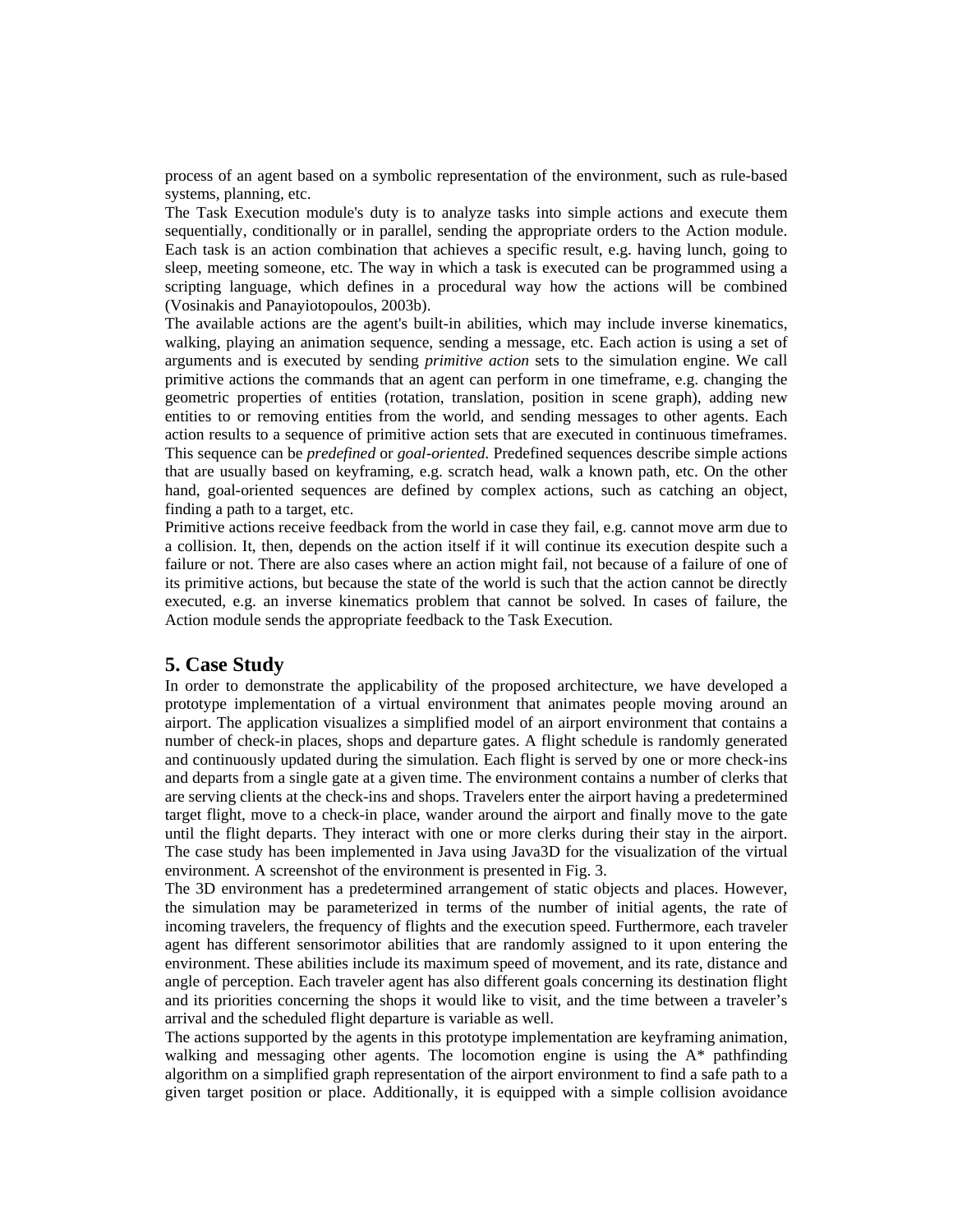process of an agent based on a symbolic representation of the environment, such as rule-based systems, planning, etc.

The Task Execution module's duty is to analyze tasks into simple actions and execute them sequentially, conditionally or in parallel, sending the appropriate orders to the Action module. Each task is an action combination that achieves a specific result, e.g. having lunch, going to sleep, meeting someone, etc. The way in which a task is executed can be programmed using a scripting language, which defines in a procedural way how the actions will be combined (Vosinakis and Panayiotopoulos, 2003b).

The available actions are the agent's built-in abilities, which may include inverse kinematics, walking, playing an animation sequence, sending a message, etc. Each action is using a set of arguments and is executed by sending *primitive action* sets to the simulation engine. We call primitive actions the commands that an agent can perform in one timeframe, e.g. changing the geometric properties of entities (rotation, translation, position in scene graph), adding new entities to or removing entities from the world, and sending messages to other agents. Each action results to a sequence of primitive action sets that are executed in continuous timeframes. This sequence can be *predefined* or *goal-oriented*. Predefined sequences describe simple actions that are usually based on keyframing, e.g. scratch head, walk a known path, etc. On the other hand, goal-oriented sequences are defined by complex actions, such as catching an object, finding a path to a target, etc.

Primitive actions receive feedback from the world in case they fail, e.g. cannot move arm due to a collision. It, then, depends on the action itself if it will continue its execution despite such a failure or not. There are also cases where an action might fail, not because of a failure of one of its primitive actions, but because the state of the world is such that the action cannot be directly executed, e.g. an inverse kinematics problem that cannot be solved. In cases of failure, the Action module sends the appropriate feedback to the Task Execution.

## 5. Case Study

In order to demonstrate the applicability of the proposed architecture, we have developed a prototype implementation of a virtual environment that animates people moving around an airport. The application visualizes a simplified model of an airport environment that contains a number of check-in places, shops and departure gates. A flight schedule is randomly generated and continuously updated during the simulation. Each flight is served by one or more check-ins and departs from a single gate at a given time. The environment contains a number of clerks that are serving clients at the check-ins and shops. Travelers enter the airport having a predetermined target flight, move to a check-in place, wander around the airport and finally move to the gate until the flight departs. They interact with one or more clerks during their stay in the airport. The case study has been implemented in Java using Java3D for the visualization of the virtual environment. A screenshot of the environment is presented in Fig. 3.

The 3D environment has a predetermined arrangement of static objects and places. However, the simulation may be parameterized in terms of the number of initial agents, the rate of incoming travelers, the frequency of flights and the execution speed. Furthermore, each traveler agent has different sensorimotor abilities that are randomly assigned to it upon entering the environment. These abilities include its maximum speed of movement, and its rate, distance and angle of perception. Each traveler agent has also different goals concerning its destination flight and its priorities concerning the shops it would like to visit, and the time between a traveler's arrival and the scheduled flight departure is variable as well.

The actions supported by the agents in this prototype implementation are keyframing animation, walking and messaging other agents. The locomotion engine is using the A* pathfinding algorithm on a simplified graph representation of the airport environment to find a safe path to a given target position or place. Additionally, it is equipped with a simple collision avoidance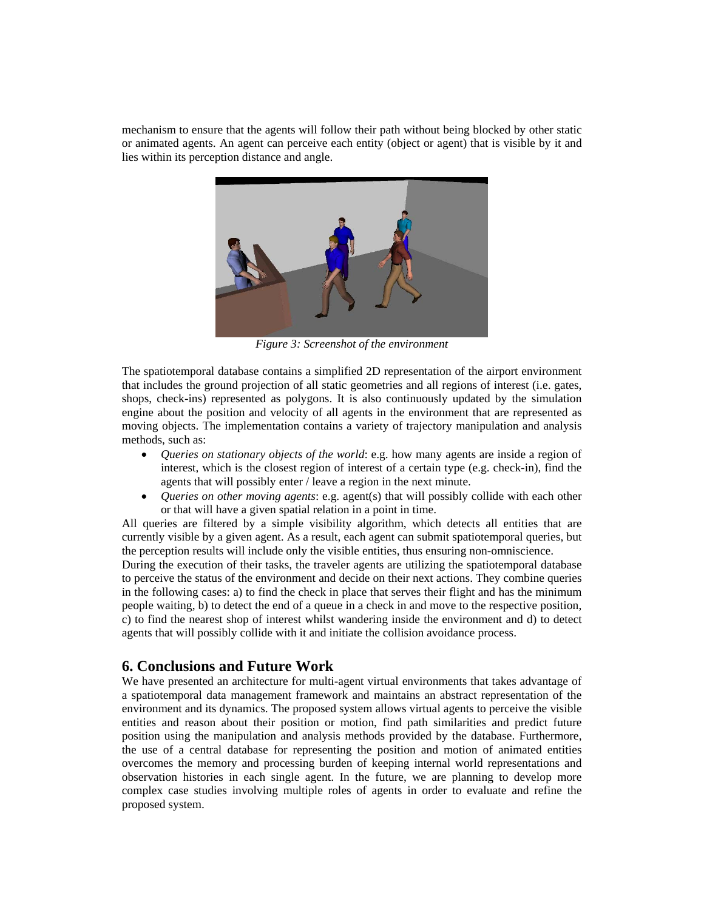mechanism to ensure that the agents will follow their path without being blocked by other static or animated agents. An agent can perceive each entity (object or agent) that is visible by it and lies within its perception distance and angle.

*Figure 3: Screenshot of the environment*

The spatiotemporal database contains a simplified 2D representation of the airport environment that includes the ground projection of all static geometries and all regions of interest (i.e. gates, shops, check-ins) represented as polygons. It is also continuously updated by the simulation engine about the position and velocity of all agents in the environment that are represented as moving objects. The implementation contains a variety of trajectory manipulation and analysis methods, such as:

- *Queries on stationary objects of the world*: e.g. how many agents are inside a region of interest, which is the closest region of interest of a certain type (e.g. check-in), find the agents that will possibly enter / leave a region in the next minute.
- *Queries on other moving agents*: e.g. agent(s) that will possibly collide with each other or that will have a given spatial relation in a point in time.

All queries are filtered by a simple visibility algorithm, which detects all entities that are currently visible by a given agent. As a result, each agent can submit spatiotemporal queries, but the perception results will include only the visible entities, thus ensuring non-omniscience.

During the execution of their tasks, the traveler agents are utilizing the spatiotemporal database to perceive the status of the environment and decide on their next actions. They combine queries in the following cases: a) to find the check in place that serves their flight and has the minimum people waiting, b) to detect the end of a queue in a check in and move to the respective position, c) to find the nearest shop of interest whilst wandering inside the environment and d) to detect agents that will possibly collide with it and initiate the collision avoidance process.

## 6. Conclusions and Future Work

We have presented an architecture for multi-agent virtual environments that takes advantage of a spatiotemporal data management framework and maintains an abstract representation of the environment and its dynamics. The proposed system allows virtual agents to perceive the visible entities and reason about their position or motion, find path similarities and predict future position using the manipulation and analysis methods provided by the database. Furthermore, the use of a central database for representing the position and motion of animated entities overcomes the memory and processing burden of keeping internal world representations and observation histories in each single agent. In the future, we are planning to develop more complex case studies involving multiple roles of agents in order to evaluate and refine the proposed system.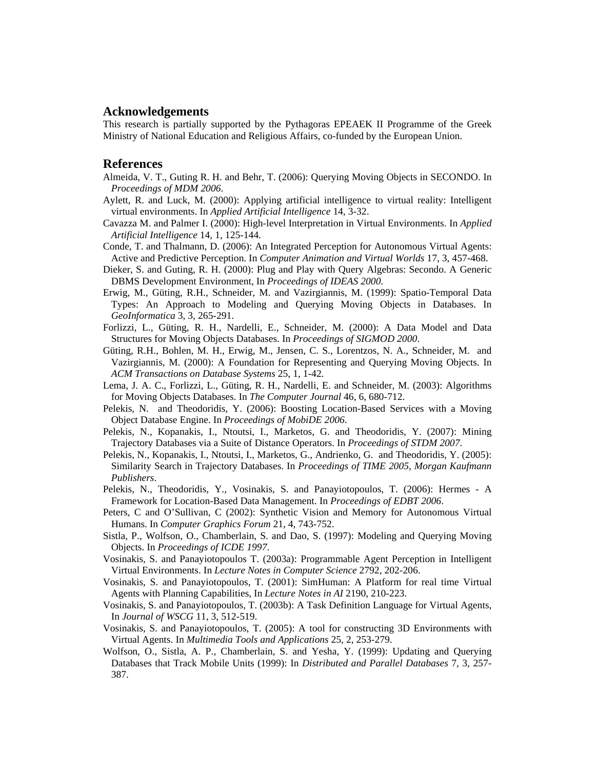## Acknowledgements

This research is partially supported by the Pythagoras EPEAEK II Programme of the Greek Ministry of National Education and Religious Affairs, co-funded by the European Union.

## References

Almeida, V. T., Guting R. H. and Behr, T. (2006): Querying Moving Objects in SECONDO. In *Proceedings of MDM 2006*.

Aylett, R. and Luck, M. (2000): Applying artificial intelligence to virtual reality: Intelligent virtual environments. In *Applied Artificial Intelligence* 14, 3-32.

Cavazza M. and Palmer I. (2000): High-level Interpretation in Virtual Environments. In *Applied Artificial Intelligence* 14, 1, 125-144.

Conde, T. and Thalmann, D. (2006): An Integrated Perception for Autonomous Virtual Agents: Active and Predictive Perception. In *Computer Animation and Virtual Worlds* 17, 3, 457-468.

Dieker, S. and Guting, R. H. (2000): Plug and Play with Query Algebras: Secondo. A Generic DBMS Development Environment, In *Proceedings of IDEAS 2000*.

Erwig, M., Güting, R.H., Schneider, M. and Vazirgiannis, M. (1999): Spatio-Temporal Data Types: An Approach to Modeling and Querying Moving Objects in Databases. In *GeoInformatica* 3, 3, 265-291.

Forlizzi, L., Güting, R. H., Nardelli, E., Schneider, M. (2000): A Data Model and Data Structures for Moving Objects Databases. In *Proceedings of SIGMOD 2000*.

Güting, R.H., Bohlen, M. H., Erwig, M., Jensen, C. S., Lorentzos, N. A., Schneider, M. and Vazirgiannis, M. (2000): A Foundation for Representing and Querying Moving Objects. In *ACM Transactions on Database Systems* 25, 1, 1-42.

Lema, J. A. C., Forlizzi, L., Güting, R. H., Nardelli, E. and Schneider, M. (2003): Algorithms for Moving Objects Databases. In *The Computer Journal* 46, 6, 680-712.

Pelekis, N. and Theodoridis, Y. (2006): Boosting Location-Based Services with a Moving Object Database Engine. In *Proceedings of MobiDE 2006*.

Pelekis, N., Kopanakis, I., Ntoutsi, I., Marketos, G. and Theodoridis, Y. (2007): Mining Trajectory Databases via a Suite of Distance Operators. In *Proceedings of STDM 2007.*

Pelekis, N., Kopanakis, I., Ntoutsi, I., Marketos, G., Andrienko, G. and Theodoridis, Y. (2005): Similarity Search in Trajectory Databases. In *Proceedings of TIME 2005, Morgan Kaufmann Publishers*.

Pelekis, N., Theodoridis, Y., Vosinakis, S. and Panayiotopoulos, T. (2006): Hermes - A Framework for Location-Based Data Management. In *Proceedings of EDBT 2006*.

Peters, C and O'Sullivan, C (2002): Synthetic Vision and Memory for Autonomous Virtual Humans. In *Computer Graphics Forum* 21, 4, 743-752.

Sistla, P., Wolfson, O., Chamberlain, S. and Dao, S. (1997): Modeling and Querying Moving Objects. In *Proceedings of ICDE 1997.*

Vosinakis, S. and Panayiotopoulos T. (2003a): Programmable Agent Perception in Intelligent Virtual Environments. In *Lecture Notes in Computer Science* 2792, 202-206.

Vosinakis, S. and Panayiotopoulos, T. (2001): SimHuman: A Platform for real time Virtual Agents with Planning Capabilities, In *Lecture Notes in AI* 2190, 210-223.

Vosinakis, S. and Panayiotopoulos, T. (2003b): A Task Definition Language for Virtual Agents, In *Journal of WSCG* 11, 3, 512-519.

Vosinakis, S. and Panayiotopoulos, T. (2005): A tool for constructing 3D Environments with Virtual Agents. In *Multimedia Tools and Applications* 25, 2, 253-279.

Wolfson, O., Sistla, A. P., Chamberlain, S. and Yesha, Y. (1999): Updating and Querying Databases that Track Mobile Units (1999): In *Distributed and Parallel Databases* 7, 3, 257-387.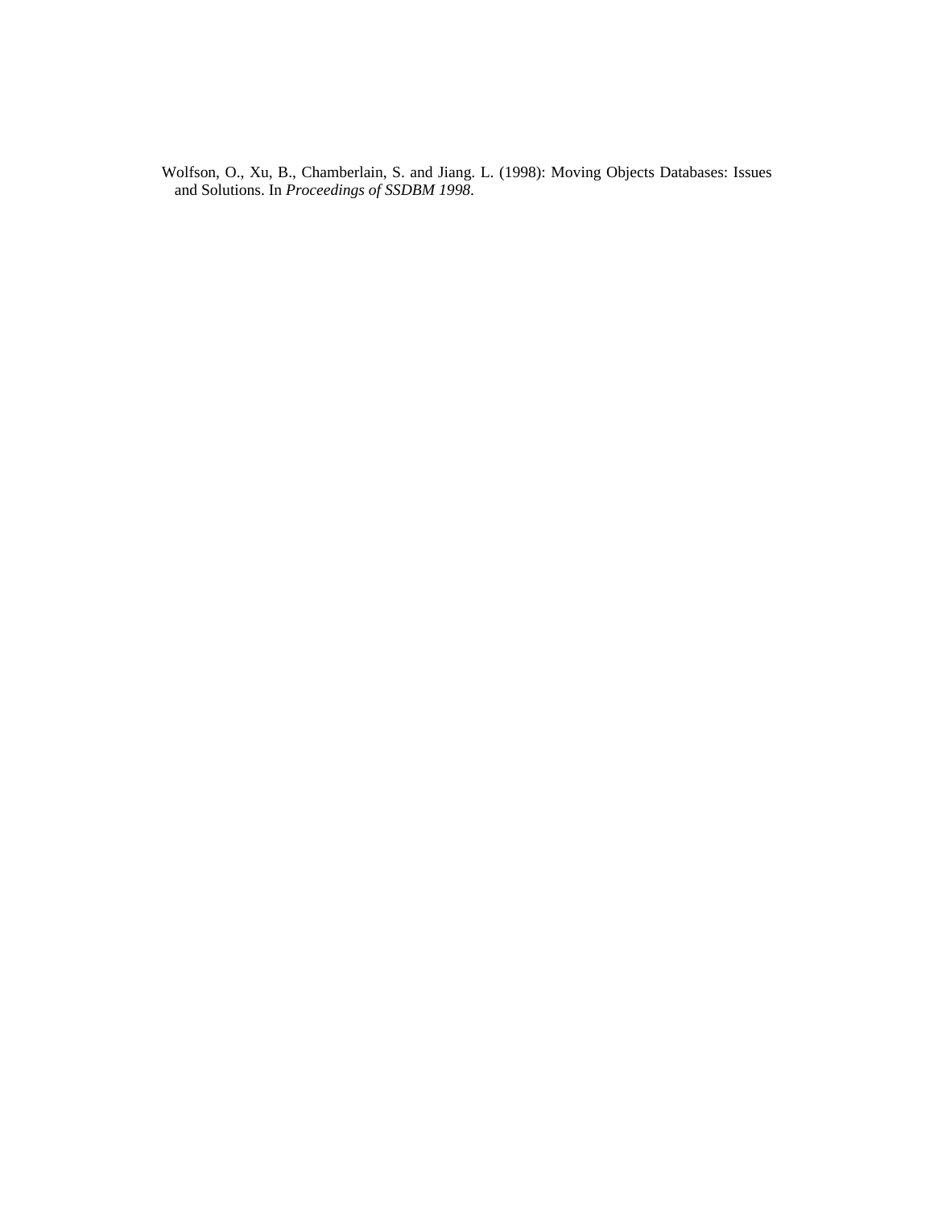Wolfson, O., Xu, B., Chamberlain, S. and Jiang. L. (1998): Moving Objects Databases: Issues and Solutions. In *Proceedings of SSDBM 1998*.